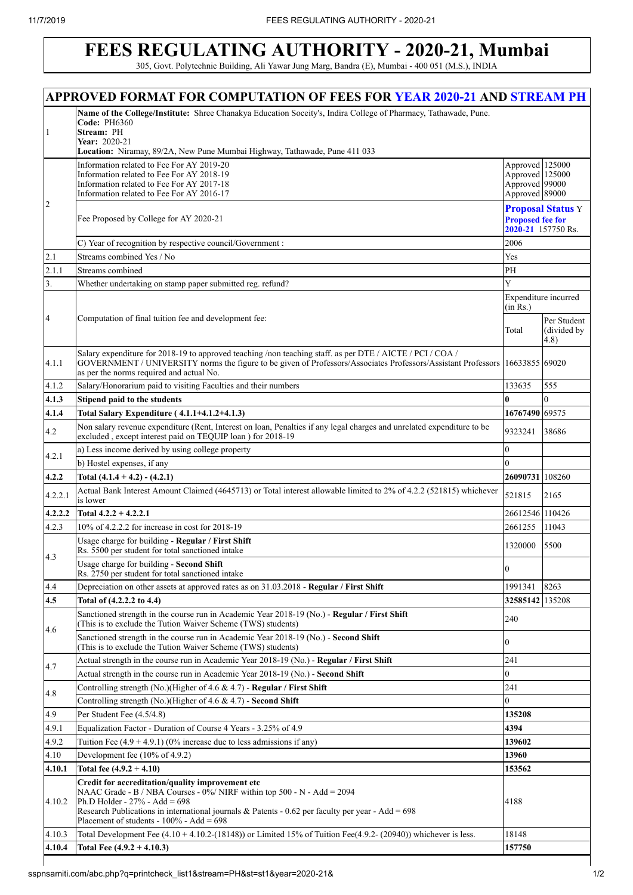# FEES REGULATING AUTHORITY - 2020-21, Mumbai

305, Govt. Polytechnic Building, Ali Yawar Jung Marg, Bandra (E), Mumbai - 400 051 (M.S.), INDIA

## APPROVED FORMAT FOR COMPUTATION OF FEES FOR YEAR 2020-21 AND STREAM PH

| | | | |
|---|---|---|---|
| 1 | **Name of the College/Institute:** Shree Chanakya Education Soceity's, Indira College of Pharmacy, Tathawade, Pune.<br>**Code:** PH6360<br>**Stream:** PH<br>**Year:** 2020-21<br>**Location:** Niramay, 89/2A, New Pune Mumbai Highway, Tathawade, Pune 411 033 | | |
| 2 | Information related to Fee For AY 2019-20<br>Information related to Fee For AY 2018-19<br>Information related to Fee For AY 2017-18<br>Information related to Fee For AY 2016-17 | Approved<br>Approved<br>Approved<br>Approved | 125000<br>125000<br>99000<br>89000 |
| | Fee Proposed by College for AY 2020-21 | **Proposal Status** Y<br>**Proposed fee for 2020-21** 157750 Rs. | |
| | C) Year of recognition by respective council/Government : | 2006 | |
| 2.1 | Streams combined Yes / No | Yes | |
| 2.1.1 | Streams combined | PH | |
| 3. | Whether undertaking on stamp paper submitted reg. refund? | Y | |
| 4 | Computation of final tuition fee and development fee: | Expenditure incurred (in Rs.) | |
| | | Total | Per Student (divided by 4.8) |
| 4.1.1 | Salary expenditure for 2018-19 to approved teaching /non teaching staff. as per DTE / AICTE / PCI / COA / GOVERNMENT / UNIVERSITY norms the figure to be given of Professors/Associates Professors/Assistant Professors as per the norms required and actual No. | 16633855 | 69020 |
| 4.1.2 | Salary/Honorarium paid to visiting Faculties and their numbers | 133635 | 555 |
| **4.1.3** | **Stipend paid to the students** | **0** | 0 |
| **4.1.4** | **Total Salary Expenditure ( 4.1.1+4.1.2+4.1.3)** | **16767490** | 69575 |
| 4.2 | Non salary revenue expenditure (Rent, Interest on loan, Penalties if any legal charges and unrelated expenditure to be excluded , except interest paid on TEQUIP loan ) for 2018-19 | 9323241 | 38686 |
| 4.2.1 | a) Less income derived by using college property | 0 | |
| | b) Hostel expenses, if any | 0 | |
| **4.2.2** | **Total (4.1.4 + 4.2) - (4.2.1)** | **26090731** | 108260 |
| 4.2.2.1 | Actual Bank Interest Amount Claimed (4645713) or Total interest allowable limited to 2% of 4.2.2 (521815) whichever is lower | 521815 | 2165 |
| **4.2.2.2** | **Total 4.2.2 + 4.2.2.1** | 26612546 | 110426 |
| 4.2.3 | 10% of 4.2.2.2 for increase in cost for 2018-19 | 2661255 | 11043 |
| 4.3 | Usage charge for building - **Regular / First Shift**<br>Rs. 5500 per student for total sanctioned intake | 1320000 | 5500 |
| | Usage charge for building - **Second Shift**<br>Rs. 2750 per student for total sanctioned intake | 0 | |
| 4.4 | Depreciation on other assets at approved rates as on 31.03.2018 - **Regular / First Shift** | 1991341 | 8263 |
| **4.5** | **Total of (4.2.2.2 to 4.4)** | **32585142** | 135208 |
| 4.6 | Sanctioned strength in the course run in Academic Year 2018-19 (No.) - **Regular / First Shift**<br>(This is to exclude the Tution Waiver Scheme (TWS) students) | 240 | |
| | Sanctioned strength in the course run in Academic Year 2018-19 (No.) - **Second Shift**<br>(This is to exclude the Tution Waiver Scheme (TWS) students) | 0 | |
| 4.7 | Actual strength in the course run in Academic Year 2018-19 (No.) - **Regular / First Shift** | 241 | |
| | Actual strength in the course run in Academic Year 2018-19 (No.) - **Second Shift** | 0 | |
| 4.8 | Controlling strength (No.)(Higher of 4.6 & 4.7) - **Regular / First Shift** | 241 | |
| | Controlling strength (No.)(Higher of 4.6 & 4.7) - **Second Shift** | 0 | |
| 4.9 | Per Student Fee (4.5/4.8) | **135208** | |
| 4.9.1 | Equalization Factor - Duration of Course 4 Years - 3.25% of 4.9 | **4394** | |
| 4.9.2 | Tuition Fee (4.9 + 4.9.1) (0% increase due to less admissions if any) | **139602** | |
| 4.10 | Development fee (10% of 4.9.2) | **13960** | |
| **4.10.1** | **Total fee (4.9.2 + 4.10)** | **153562** | |
| 4.10.2 | **Credit for accreditation/quality improvement etc**<br>NAAC Grade - B / NBA Courses - 0%/ NIRF within top 500 - N - Add = 2094<br>Ph.D Holder - 27% - Add = 698<br>Research Publications in international journals & Patents - 0.62 per faculty per year - Add = 698<br>Placement of students - 100% - Add = 698 | 4188 | |
| 4.10.3 | Total Development Fee (4.10 + 4.10.2-(18148)) or Limited 15% of Tuition Fee(4.9.2- (20940)) whichever is less. | 18148 | |
| **4.10.4** | **Total Fee (4.9.2 + 4.10.3)** | **157750** | |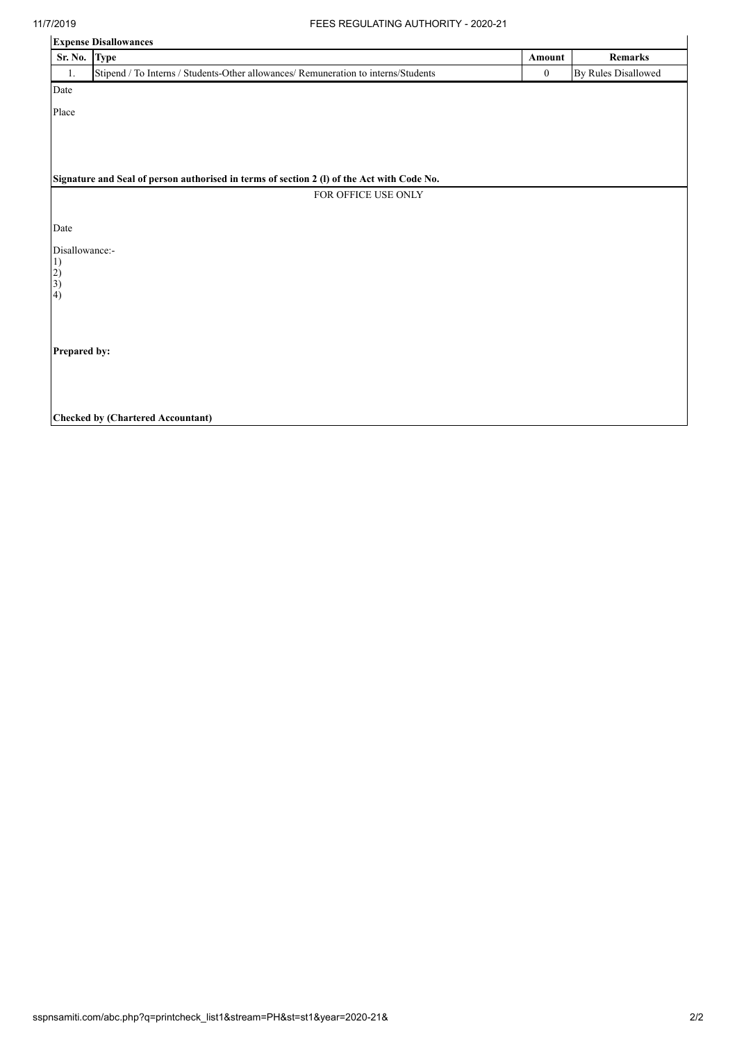## Expense Disallowances

| Sr. No. | Type | Amount | Remarks |
|---|---|---|---|
| 1. | Stipend / To Interns / Students-Other allowances/ Remuneration to interns/Students | 0 | By Rules Disallowed |

Date

Place

**Signature and Seal of person authorised in terms of section 2 (l) of the Act with Code No.**

FOR OFFICE USE ONLY

Date

Disallowance:-
1)
2)
3)
4)

**Prepared by:**

**Checked by (Chartered Accountant)**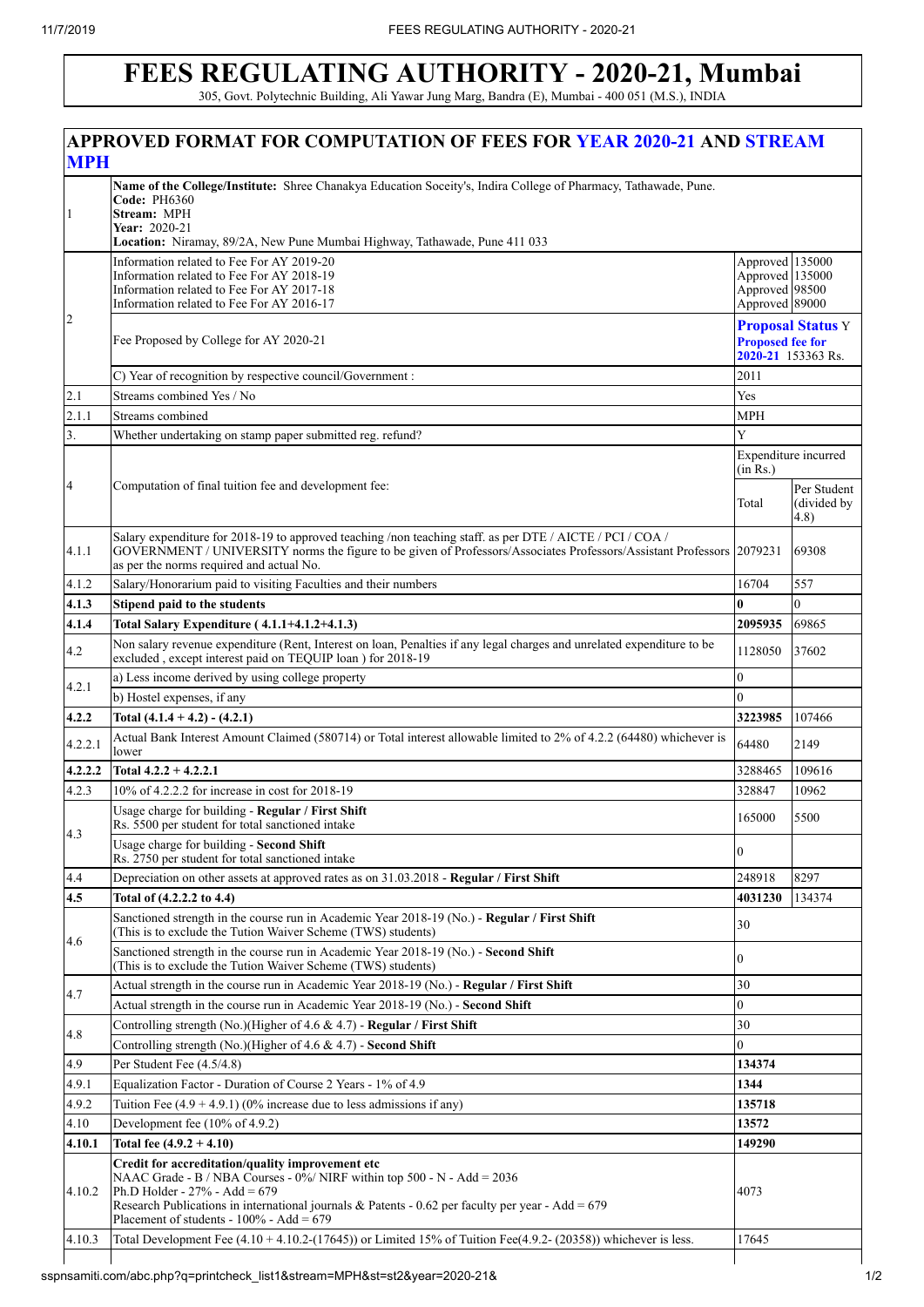# FEES REGULATING AUTHORITY - 2020-21, Mumbai

305, Govt. Polytechnic Building, Ali Yawar Jung Marg, Bandra (E), Mumbai - 400 051 (M.S.), INDIA

## APPROVED FORMAT FOR COMPUTATION OF FEES FOR YEAR 2020-21 AND STREAM MPH

| | | | |
|---|---|---|---|
| 1 | **Name of the College/Institute:** Shree Chanakya Education Soceity's, Indira College of Pharmacy, Tathawade, Pune.<br>**Code:** PH6360<br>**Stream:** MPH<br>**Year:** 2020-21<br>**Location:** Niramay, 89/2A, New Pune Mumbai Highway, Tathawade, Pune 411 033 | | |
| 2 | Information related to Fee For AY 2019-20<br>Information related to Fee For AY 2018-19<br>Information related to Fee For AY 2017-18<br>Information related to Fee For AY 2016-17 | Approved<br>Approved<br>Approved<br>Approved | 135000<br>135000<br>98500<br>89000 |
| | Fee Proposed by College for AY 2020-21 | **Proposal Status** Y<br>**Proposed fee for 2020-21** 153363 Rs. | |
| | C) Year of recognition by respective council/Government : | 2011 | |
| 2.1 | Streams combined Yes / No | Yes | |
| 2.1.1 | Streams combined | MPH | |
| 3. | Whether undertaking on stamp paper submitted reg. refund? | Y | |
| 4 | Computation of final tuition fee and development fee: | Expenditure incurred (in Rs.) | |
| | | Total | Per Student (divided by 4.8) |
| 4.1.1 | Salary expenditure for 2018-19 to approved teaching /non teaching staff. as per DTE / AICTE / PCI / COA / GOVERNMENT / UNIVERSITY norms the figure to be given of Professors/Associates Professors/Assistant Professors as per the norms required and actual No. | 2079231 | 69308 |
| 4.1.2 | Salary/Honorarium paid to visiting Faculties and their numbers | 16704 | 557 |
| **4.1.3** | **Stipend paid to the students** | **0** | 0 |
| **4.1.4** | **Total Salary Expenditure ( 4.1.1+4.1.2+4.1.3)** | **2095935** | 69865 |
| 4.2 | Non salary revenue expenditure (Rent, Interest on loan, Penalties if any legal charges and unrelated expenditure to be excluded , except interest paid on TEQUIP loan ) for 2018-19 | 1128050 | 37602 |
| 4.2.1 | a) Less income derived by using college property | 0 | |
| | b) Hostel expenses, if any | 0 | |
| **4.2.2** | **Total (4.1.4 + 4.2) - (4.2.1)** | **3223985** | 107466 |
| 4.2.2.1 | Actual Bank Interest Amount Claimed (580714) or Total interest allowable limited to 2% of 4.2.2 (64480) whichever is lower | 64480 | 2149 |
| **4.2.2.2** | **Total 4.2.2 + 4.2.2.1** | 3288465 | 109616 |
| 4.2.3 | 10% of 4.2.2.2 for increase in cost for 2018-19 | 328847 | 10962 |
| 4.3 | Usage charge for building - **Regular / First Shift**<br>Rs. 5500 per student for total sanctioned intake | 165000 | 5500 |
| | Usage charge for building - **Second Shift**<br>Rs. 2750 per student for total sanctioned intake | 0 | |
| 4.4 | Depreciation on other assets at approved rates as on 31.03.2018 - **Regular / First Shift** | 248918 | 8297 |
| **4.5** | **Total of (4.2.2.2 to 4.4)** | **4031230** | 134374 |
| 4.6 | Sanctioned strength in the course run in Academic Year 2018-19 (No.) - **Regular / First Shift**<br>(This is to exclude the Tution Waiver Scheme (TWS) students) | 30 | |
| | Sanctioned strength in the course run in Academic Year 2018-19 (No.) - **Second Shift**<br>(This is to exclude the Tution Waiver Scheme (TWS) students) | 0 | |
| 4.7 | Actual strength in the course run in Academic Year 2018-19 (No.) - **Regular / First Shift** | 30 | |
| | Actual strength in the course run in Academic Year 2018-19 (No.) - **Second Shift** | 0 | |
| 4.8 | Controlling strength (No.)(Higher of 4.6 & 4.7) - **Regular / First Shift** | 30 | |
| | Controlling strength (No.)(Higher of 4.6 & 4.7) - **Second Shift** | 0 | |
| 4.9 | Per Student Fee (4.5/4.8) | **134374** | |
| 4.9.1 | Equalization Factor - Duration of Course 2 Years - 1% of 4.9 | **1344** | |
| 4.9.2 | Tuition Fee (4.9 + 4.9.1) (0% increase due to less admissions if any) | **135718** | |
| 4.10 | Development fee (10% of 4.9.2) | **13572** | |
| **4.10.1** | **Total fee (4.9.2 + 4.10)** | **149290** | |
| 4.10.2 | **Credit for accreditation/quality improvement etc**<br>NAAC Grade - B / NBA Courses - 0%/ NIRF within top 500 - N - Add = 2036<br>Ph.D Holder - 27% - Add = 679<br>Research Publications in international journals & Patents - 0.62 per faculty per year - Add = 679<br>Placement of students - 100% - Add = 679 | 4073 | |
| 4.10.3 | Total Development Fee (4.10 + 4.10.2-(17645)) or Limited 15% of Tuition Fee(4.9.2- (20358)) whichever is less. | 17645 | |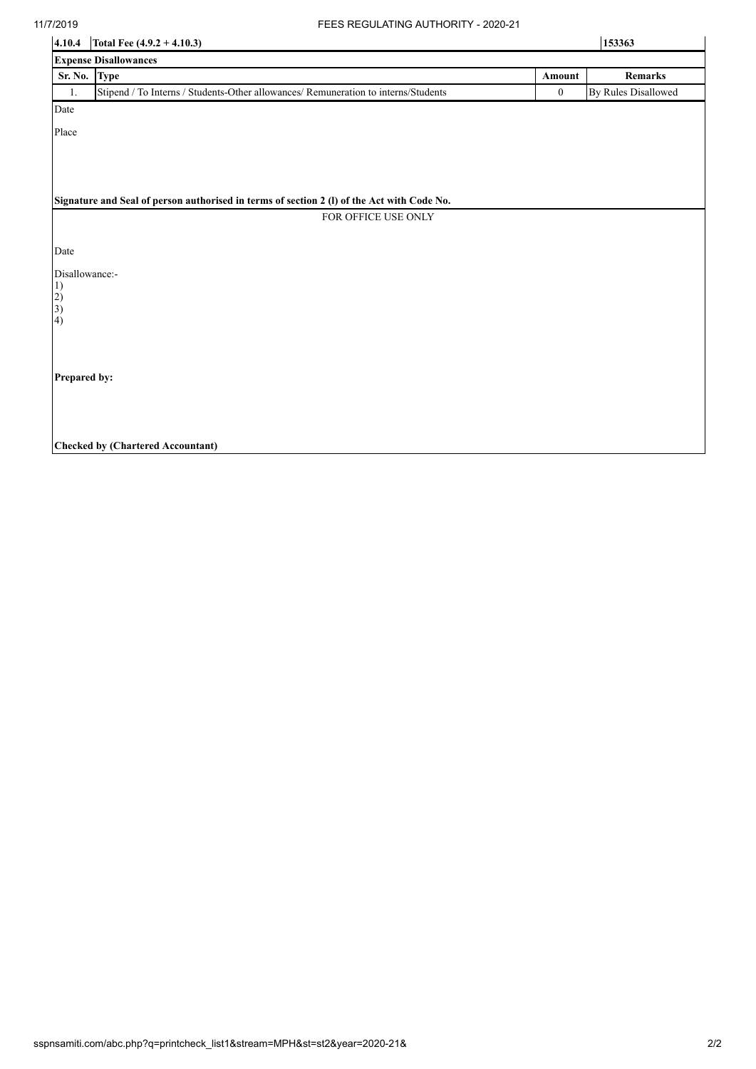| 4.10.4 | Total Fee (4.9.2 + 4.10.3) | | 153363 |
|---|---|---|---|

**Expense Disallowances**

| Sr. No. | Type | Amount | Remarks |
|---|---|---|---|
| 1. | Stipend / To Interns / Students-Other allowances/ Remuneration to interns/Students | 0 | By Rules Disallowed |

Date

Place

**Signature and Seal of person authorised in terms of section 2 (l) of the Act with Code No.**

FOR OFFICE ONLY

Date

Disallowance:-
1)
2)
3)
4)

**Prepared by:**

**Checked by (Chartered Accountant)**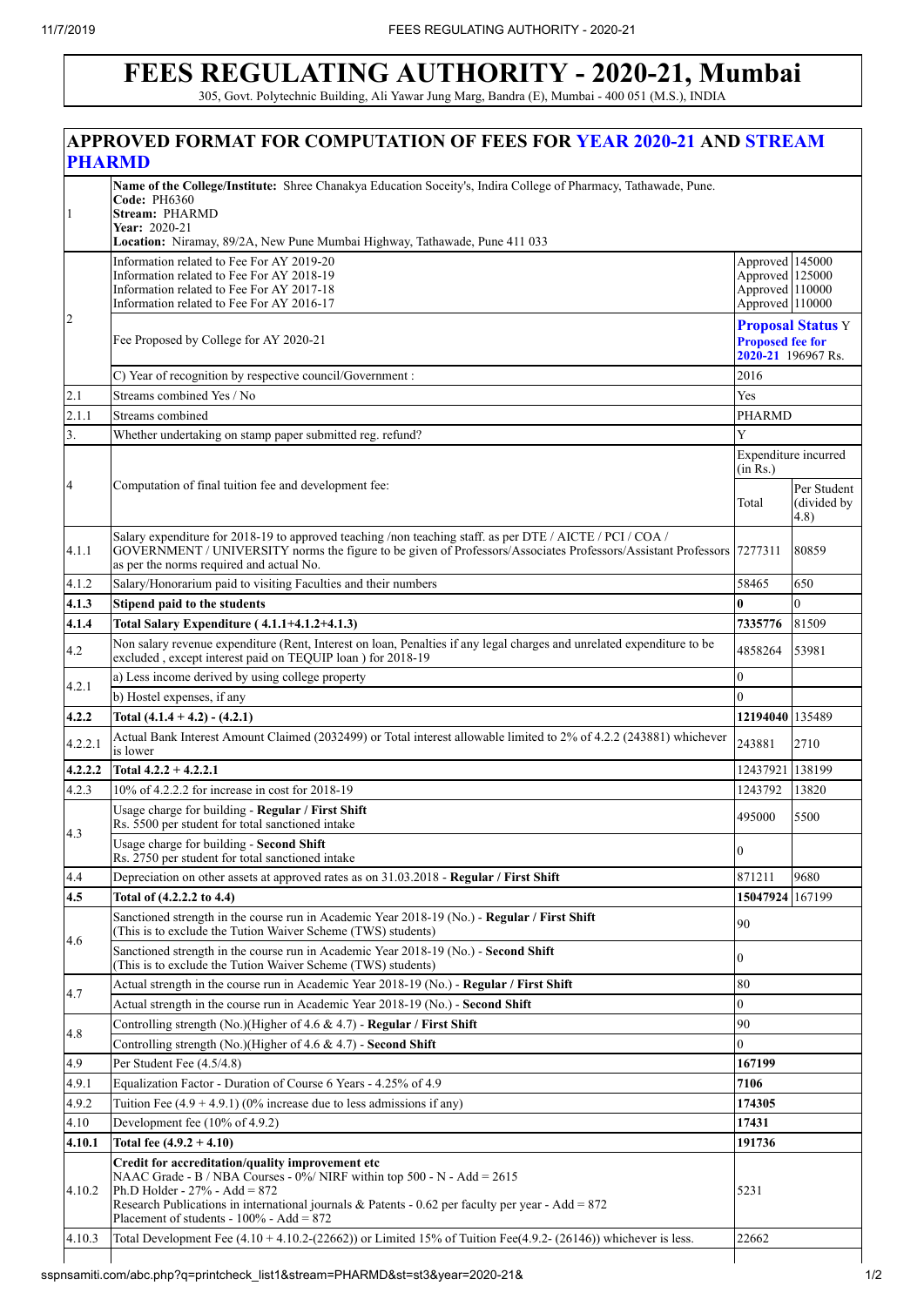# FEES REGULATING AUTHORITY - 2020-21, Mumbai

305, Govt. Polytechnic Building, Ali Yawar Jung Marg, Bandra (E), Mumbai - 400 051 (M.S.), INDIA

## APPROVED FORMAT FOR COMPUTATION OF FEES FOR YEAR 2020-21 AND STREAM PHARMD

| | | | |
|---|---|---|---|
| 1 | **Name of the College/Institute:** Shree Chanakya Education Soceity's, Indira College of Pharmacy, Tathawade, Pune.<br>**Code:** PH6360<br>**Stream:** PHARMD<br>**Year:** 2020-21<br>**Location:** Niramay, 89/2A, New Pune Mumbai Highway, Tathawade, Pune 411 033 | | |
| 2 | Information related to Fee For AY 2019-20<br>Information related to Fee For AY 2018-19<br>Information related to Fee For AY 2017-18<br>Information related to Fee For AY 2016-17 | Approved<br>Approved<br>Approved<br>Approved | 145000<br>125000<br>110000<br>110000 |
| | Fee Proposed by College for AY 2020-21 | **Proposal Status** Y<br>**Proposed fee for 2020-21** 196967 Rs. | |
| | C) Year of recognition by respective council/Government : | 2016 | |
| 2.1 | Streams combined Yes / No | Yes | |
| 2.1.1 | Streams combined | PHARMD | |
| 3. | Whether undertaking on stamp paper submitted reg. refund? | Y | |
| 4 | Computation of final tuition fee and development fee: | Expenditure incurred (in Rs.) | |
| | | Total | Per Student (divided by 4.8) |
| 4.1.1 | Salary expenditure for 2018-19 to approved teaching /non teaching staff. as per DTE / AICTE / PCI / COA / GOVERNMENT / UNIVERSITY norms the figure to be given of Professors/Associates Professors/Assistant Professors as per the norms required and actual No. | 7277311 | 80859 |
| 4.1.2 | Salary/Honorarium paid to visiting Faculties and their numbers | 58465 | 650 |
| **4.1.3** | **Stipend paid to the students** | **0** | 0 |
| **4.1.4** | **Total Salary Expenditure ( 4.1.1+4.1.2+4.1.3)** | **7335776** | 81509 |
| 4.2 | Non salary revenue expenditure (Rent, Interest on loan, Penalties if any legal charges and unrelated expenditure to be excluded , except interest paid on TEQUIP loan ) for 2018-19 | 4858264 | 53981 |
| 4.2.1 | a) Less income derived by using college property | 0 | |
| | b) Hostel expenses, if any | 0 | |
| **4.2.2** | **Total (4.1.4 + 4.2) - (4.2.1)** | **12194040** | 135489 |
| 4.2.2.1 | Actual Bank Interest Amount Claimed (2032499) or Total interest allowable limited to 2% of 4.2.2 (243881) whichever is lower | 243881 | 2710 |
| **4.2.2.2** | **Total 4.2.2 + 4.2.2.1** | 12437921 | 138199 |
| 4.2.3 | 10% of 4.2.2.2 for increase in cost for 2018-19 | 1243792 | 13820 |
| 4.3 | Usage charge for building - **Regular / First Shift**<br>Rs. 5500 per student for total sanctioned intake | 495000 | 5500 |
| | Usage charge for building - **Second Shift**<br>Rs. 2750 per student for total sanctioned intake | 0 | |
| 4.4 | Depreciation on other assets at approved rates as on 31.03.2018 - **Regular / First Shift** | 871211 | 9680 |
| **4.5** | **Total of (4.2.2.2 to 4.4)** | **15047924** | 167199 |
| 4.6 | Sanctioned strength in the course run in Academic Year 2018-19 (No.) - **Regular / First Shift**<br>(This is to exclude the Tution Waiver Scheme (TWS) students) | 90 | |
| | Sanctioned strength in the course run in Academic Year 2018-19 (No.) - **Second Shift**<br>(This is to exclude the Tution Waiver Scheme (TWS) students) | 0 | |
| 4.7 | Actual strength in the course run in Academic Year 2018-19 (No.) - **Regular / First Shift** | 80 | |
| | Actual strength in the course run in Academic Year 2018-19 (No.) - **Second Shift** | 0 | |
| 4.8 | Controlling strength (No.)(Higher of 4.6 & 4.7) - **Regular / First Shift** | 90 | |
| | Controlling strength (No.)(Higher of 4.6 & 4.7) - **Second Shift** | 0 | |
| 4.9 | Per Student Fee (4.5/4.8) | **167199** | |
| 4.9.1 | Equalization Factor - Duration of Course 6 Years - 4.25% of 4.9 | **7106** | |
| 4.9.2 | Tuition Fee (4.9 + 4.9.1) (0% increase due to less admissions if any) | **174305** | |
| 4.10 | Development fee (10% of 4.9.2) | **17431** | |
| **4.10.1** | **Total fee (4.9.2 + 4.10)** | **191736** | |
| 4.10.2 | **Credit for accreditation/quality improvement etc**<br>NAAC Grade - B / NBA Courses - 0%/ NIRF within top 500 - N - Add = 2615<br>Ph.D Holder - 27% - Add = 872<br>Research Publications in international journals & Patents - 0.62 per faculty per year - Add = 872<br>Placement of students - 100% - Add = 872 | 5231 | |
| 4.10.3 | Total Development Fee (4.10 + 4.10.2-(22662)) or Limited 15% of Tuition Fee(4.9.2- (26146)) whichever is less. | 22662 | |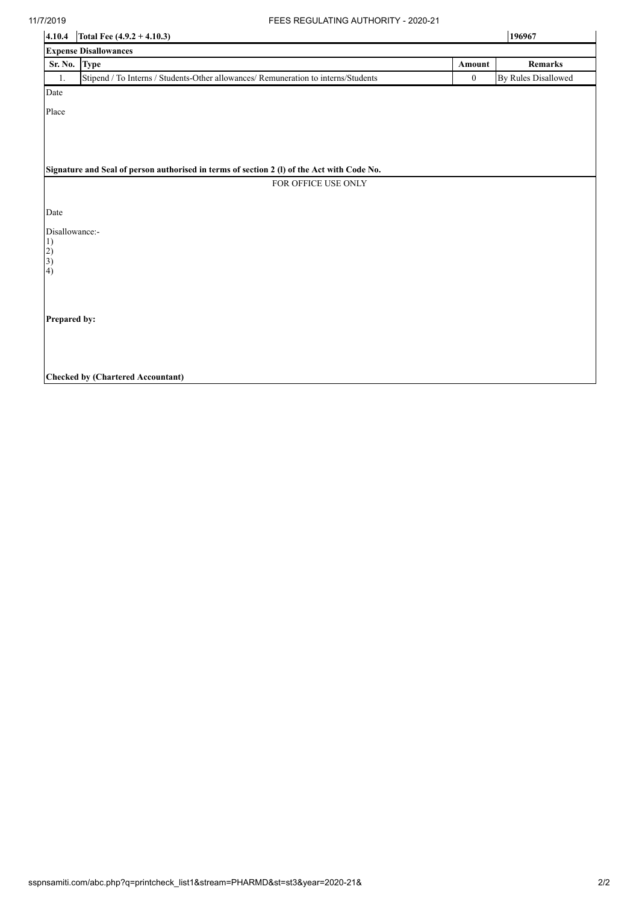| 4.10.4 | Total Fee (4.9.2 + 4.10.3) | | 196967 |
|---|---|---|---|

**Expense Disallowances**

| Sr. No. | Type | Amount | Remarks |
|---|---|---|---|
| 1. | Stipend / To Interns / Students-Other allowances/ Remuneration to interns/Students | 0 | By Rules Disallowed |

Date

Place

**Signature and Seal of person authorised in terms of section 2 (l) of the Act with Code No.**

FOR OFFICE USE ONLY

Date

Disallowance:-

1)

2)

3)

4)

**Prepared by:**

**Checked by (Chartered Accountant)**